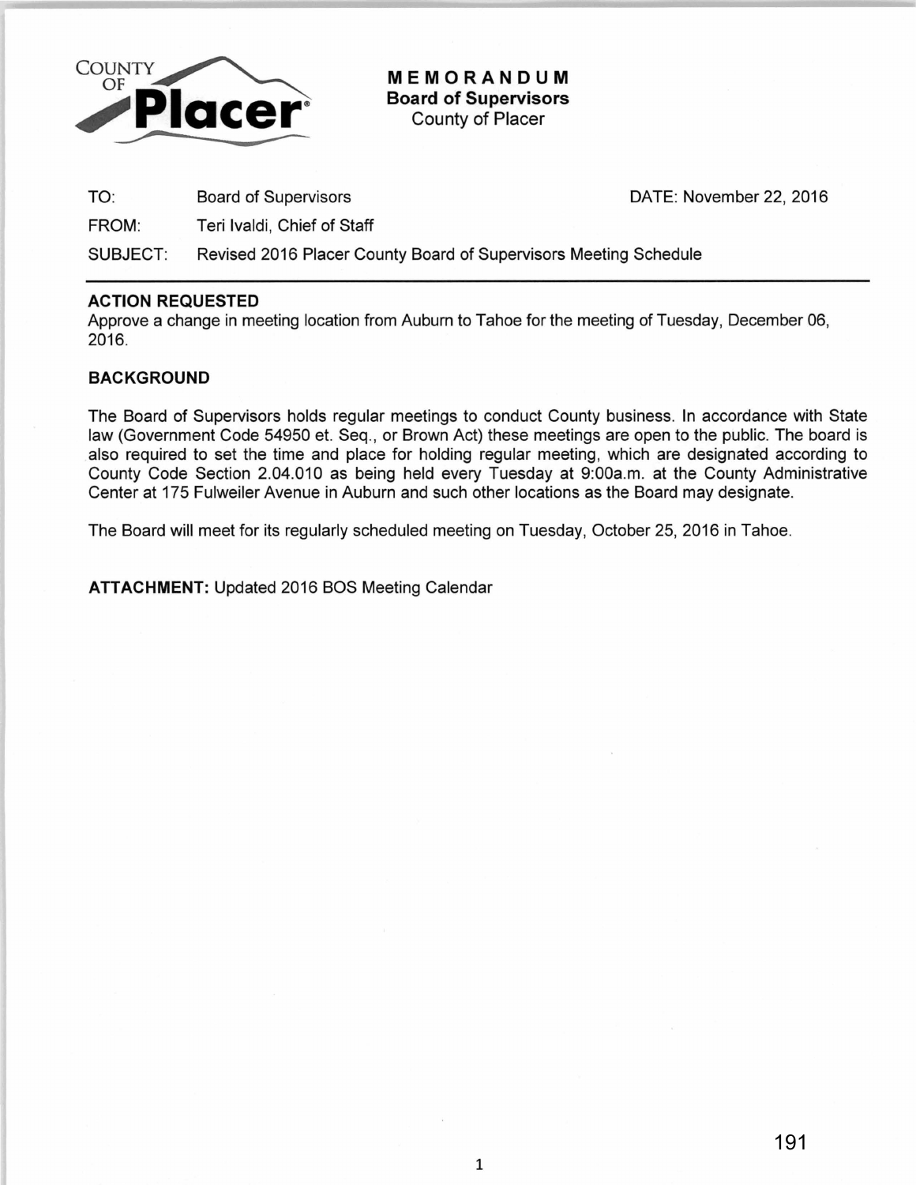COUNTY OF Placer

# MEMORANDUM
## Board of Supervisors
County of Placer

| | | |
|---|---|---|
| TO: | Board of Supervisors | DATE: November 22, 2016 |
| FROM: | Teri Ivaldi, Chief of Staff | |
| SUBJECT: | Revised 2016 Placer County Board of Supervisors Meeting Schedule | |

---

**ACTION REQUESTED**

Approve a change in meeting location from Auburn to Tahoe for the meeting of Tuesday, December 06, 2016.

**BACKGROUND**

The Board of Supervisors holds regular meetings to conduct County business. In accordance with State law (Government Code 54950 et. Seq., or Brown Act) these meetings are open to the public. The board is also required to set the time and place for holding regular meeting, which are designated according to County Code Section 2.04.010 as being held every Tuesday at 9:00a.m. at the County Administrative Center at 175 Fulweiler Avenue in Auburn and such other locations as the Board may designate.

The Board will meet for its regularly scheduled meeting on Tuesday, October 25, 2016 in Tahoe.

**ATTACHMENT:** Updated 2016 BOS Meeting Calendar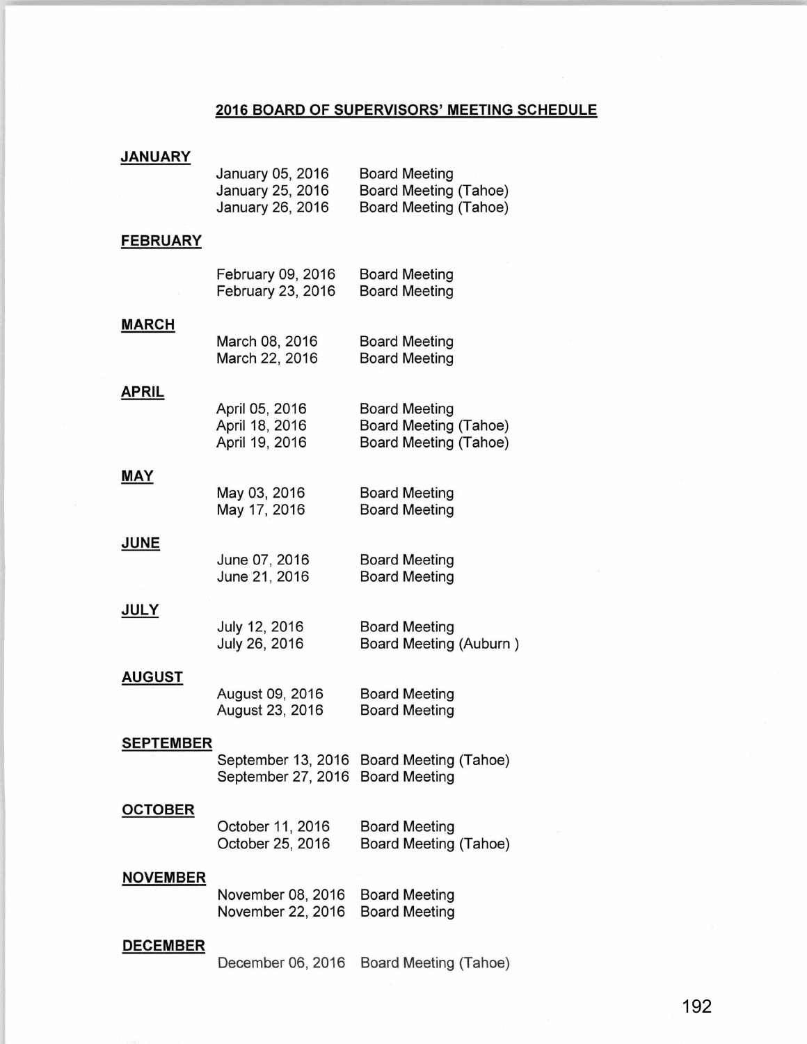## 2016 BOARD OF SUPERVISORS' MEETING SCHEDULE

**JANUARY**

| | |
|---|---|
| January 05, 2016 | Board Meeting |
| January 25, 2016 | Board Meeting (Tahoe) |
| January 26, 2016 | Board Meeting (Tahoe) |

**FEBRUARY**

| | |
|---|---|
| February 09, 2016 | Board Meeting |
| February 23, 2016 | Board Meeting |

**MARCH**

| | |
|---|---|
| March 08, 2016 | Board Meeting |
| March 22, 2016 | Board Meeting |

**APRIL**

| | |
|---|---|
| April 05, 2016 | Board Meeting |
| April 18, 2016 | Board Meeting (Tahoe) |
| April 19, 2016 | Board Meeting (Tahoe) |

**MAY**

| | |
|---|---|
| May 03, 2016 | Board Meeting |
| May 17, 2016 | Board Meeting |

**JUNE**

| | |
|---|---|
| June 07, 2016 | Board Meeting |
| June 21, 2016 | Board Meeting |

**JULY**

| | |
|---|---|
| July 12, 2016 | Board Meeting |
| July 26, 2016 | Board Meeting (Auburn ) |

**AUGUST**

| | |
|---|---|
| August 09, 2016 | Board Meeting |
| August 23, 2016 | Board Meeting |

**SEPTEMBER**

| | |
|---|---|
| September 13, 2016 | Board Meeting (Tahoe) |
| September 27, 2016 | Board Meeting |

**OCTOBER**

| | |
|---|---|
| October 11, 2016 | Board Meeting |
| October 25, 2016 | Board Meeting (Tahoe) |

**NOVEMBER**

| | |
|---|---|
| November 08, 2016 | Board Meeting |
| November 22, 2016 | Board Meeting |

**DECEMBER**

| | |
|---|---|
| December 06, 2016 | Board Meeting (Tahoe) |